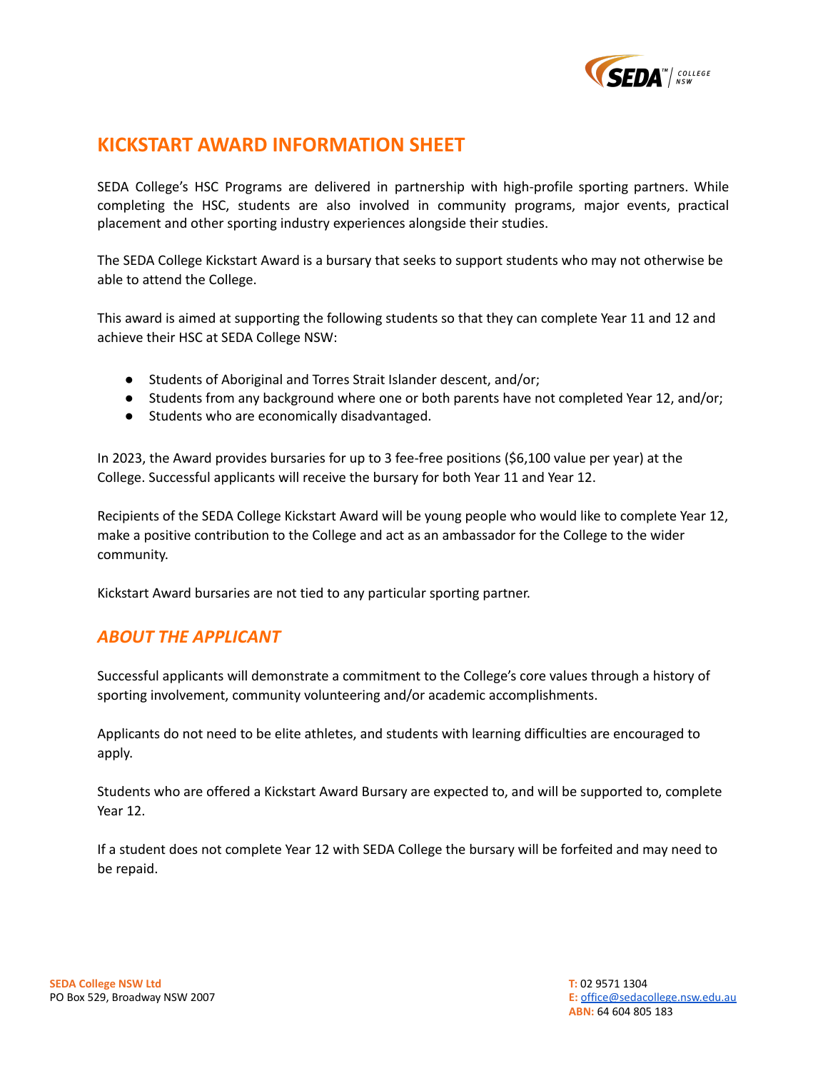# KICKSTART AWARD INFORMATION SHEET

SEDA College's HSC Programs are delivered in partnership with high-profile sporting partners. While completing the HSC, students are also involved in community programs, major events, practical placement and other sporting industry experiences alongside their studies.

The SEDA College Kickstart Award is a bursary that seeks to support students who may not otherwise be able to attend the College.

This award is aimed at supporting the following students so that they can complete Year 11 and 12 and achieve their HSC at SEDA College NSW:

- Students of Aboriginal and Torres Strait Islander descent, and/or;
- Students from any background where one or both parents have not completed Year 12, and/or;
- Students who are economically disadvantaged.

In 2023, the Award provides bursaries for up to 3 fee-free positions ($6,100 value per year) at the College. Successful applicants will receive the bursary for both Year 11 and Year 12.

Recipients of the SEDA College Kickstart Award will be young people who would like to complete Year 12, make a positive contribution to the College and act as an ambassador for the College to the wider community.

Kickstart Award bursaries are not tied to any particular sporting partner.

## *ABOUT THE APPLICANT*

Successful applicants will demonstrate a commitment to the College's core values through a history of sporting involvement, community volunteering and/or academic accomplishments.

Applicants do not need to be elite athletes, and students with learning difficulties are encouraged to apply.

Students who are offered a Kickstart Award Bursary are expected to, and will be supported to, complete Year 12.

If a student does not complete Year 12 with SEDA College the bursary will be forfeited and may need to be repaid.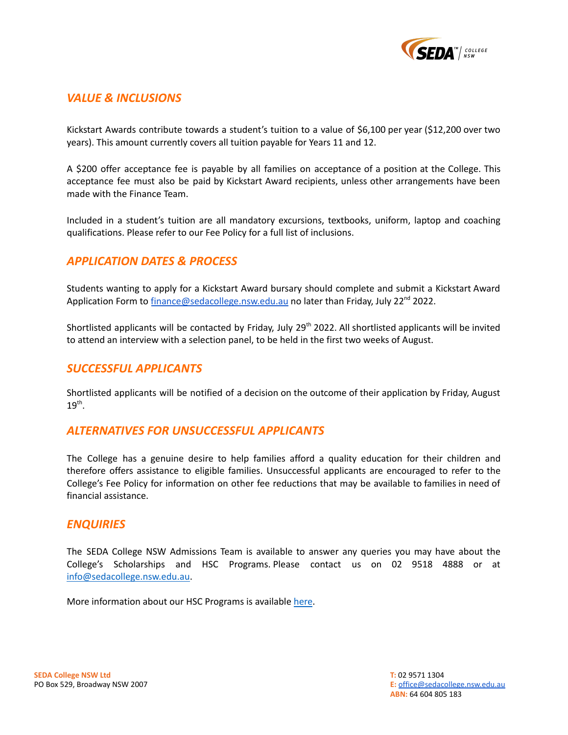## *VALUE & INCLUSIONS*

Kickstart Awards contribute towards a student's tuition to a value of $6,100 per year ($12,200 over two years). This amount currently covers all tuition payable for Years 11 and 12.

A $200 offer acceptance fee is payable by all families on acceptance of a position at the College. This acceptance fee must also be paid by Kickstart Award recipients, unless other arrangements have been made with the Finance Team.

Included in a student's tuition are all mandatory excursions, textbooks, uniform, laptop and coaching qualifications. Please refer to our Fee Policy for a full list of inclusions.

## *APPLICATION DATES & PROCESS*

Students wanting to apply for a Kickstart Award bursary should complete and submit a Kickstart Award Application Form to [finance@sedacollege.nsw.edu.au](mailto:finance@sedacollege.nsw.edu.au) no later than Friday, July 22nd 2022.

Shortlisted applicants will be contacted by Friday, July 29th 2022. All shortlisted applicants will be invited to attend an interview with a selection panel, to be held in the first two weeks of August.

## *SUCCESSFUL APPLICANTS*

Shortlisted applicants will be notified of a decision on the outcome of their application by Friday, August 19th.

## *ALTERNATIVES FOR UNSUCCESSFUL APPLICANTS*

The College has a genuine desire to help families afford a quality education for their children and therefore offers assistance to eligible families. Unsuccessful applicants are encouraged to refer to the College's Fee Policy for information on other fee reductions that may be available to families in need of financial assistance.

## *ENQUIRIES*

The SEDA College NSW Admissions Team is available to answer any queries you may have about the College's Scholarships and HSC Programs. Please contact us on 02 9518 4888 or at [info@sedacollege.nsw.edu.au](mailto:info@sedacollege.nsw.edu.au).

More information about our HSC Programs is available here.